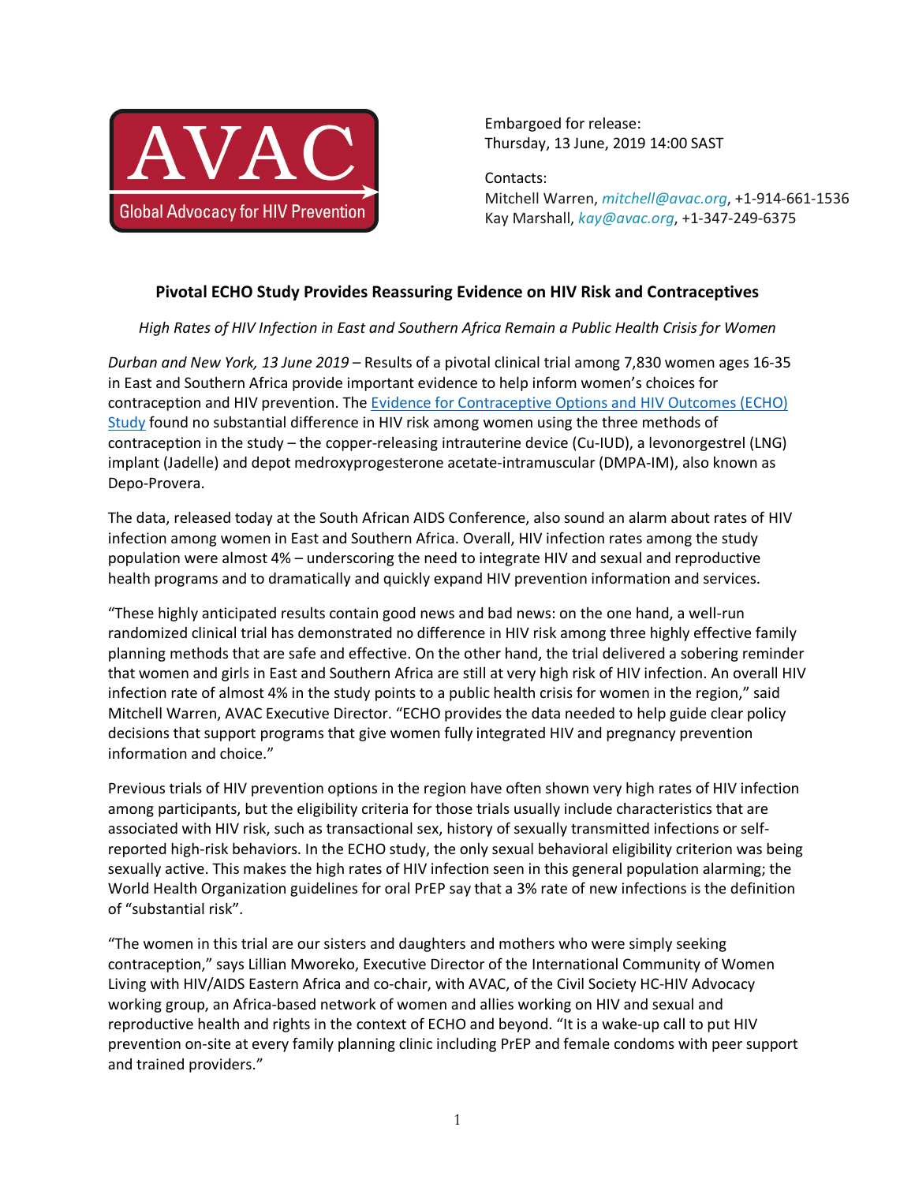AVAC
Global Advocacy for HIV Prevention

Embargoed for release:
Thursday, 13 June, 2019 14:00 SAST

Contacts:
Mitchell Warren, *mitchell@avac.org*, +1-914-661-1536
Kay Marshall, *kay@avac.org*, +1-347-249-6375

## Pivotal ECHO Study Provides Reassuring Evidence on HIV Risk and Contraceptives

*High Rates of HIV Infection in East and Southern Africa Remain a Public Health Crisis for Women*

*Durban and New York, 13 June 2019* – Results of a pivotal clinical trial among 7,830 women ages 16-35 in East and Southern Africa provide important evidence to help inform women's choices for contraception and HIV prevention. The Evidence for Contraceptive Options and HIV Outcomes (ECHO) Study found no substantial difference in HIV risk among women using the three methods of contraception in the study – the copper-releasing intrauterine device (Cu-IUD), a levonorgestrel (LNG) implant (Jadelle) and depot medroxyprogesterone acetate-intramuscular (DMPA-IM), also known as Depo-Provera.

The data, released today at the South African AIDS Conference, also sound an alarm about rates of HIV infection among women in East and Southern Africa. Overall, HIV infection rates among the study population were almost 4% – underscoring the need to integrate HIV and sexual and reproductive health programs and to dramatically and quickly expand HIV prevention information and services.

"These highly anticipated results contain good news and bad news: on the one hand, a well-run randomized clinical trial has demonstrated no difference in HIV risk among three highly effective family planning methods that are safe and effective. On the other hand, the trial delivered a sobering reminder that women and girls in East and Southern Africa are still at very high risk of HIV infection. An overall HIV infection rate of almost 4% in the study points to a public health crisis for women in the region," said Mitchell Warren, AVAC Executive Director. "ECHO provides the data needed to help guide clear policy decisions that support programs that give women fully integrated HIV and pregnancy prevention information and choice."

Previous trials of HIV prevention options in the region have often shown very high rates of HIV infection among participants, but the eligibility criteria for those trials usually include characteristics that are associated with HIV risk, such as transactional sex, history of sexually transmitted infections or self-reported high-risk behaviors. In the ECHO study, the only sexual behavioral eligibility criterion was being sexually active. This makes the high rates of HIV infection seen in this general population alarming; the World Health Organization guidelines for oral PrEP say that a 3% rate of new infections is the definition of "substantial risk".

"The women in this trial are our sisters and daughters and mothers who were simply seeking contraception," says Lillian Mworeko, Executive Director of the International Community of Women Living with HIV/AIDS Eastern Africa and co-chair, with AVAC, of the Civil Society HC-HIV Advocacy working group, an Africa-based network of women and allies working on HIV and sexual and reproductive health and rights in the context of ECHO and beyond. "It is a wake-up call to put HIV prevention on-site at every family planning clinic including PrEP and female condoms with peer support and trained providers."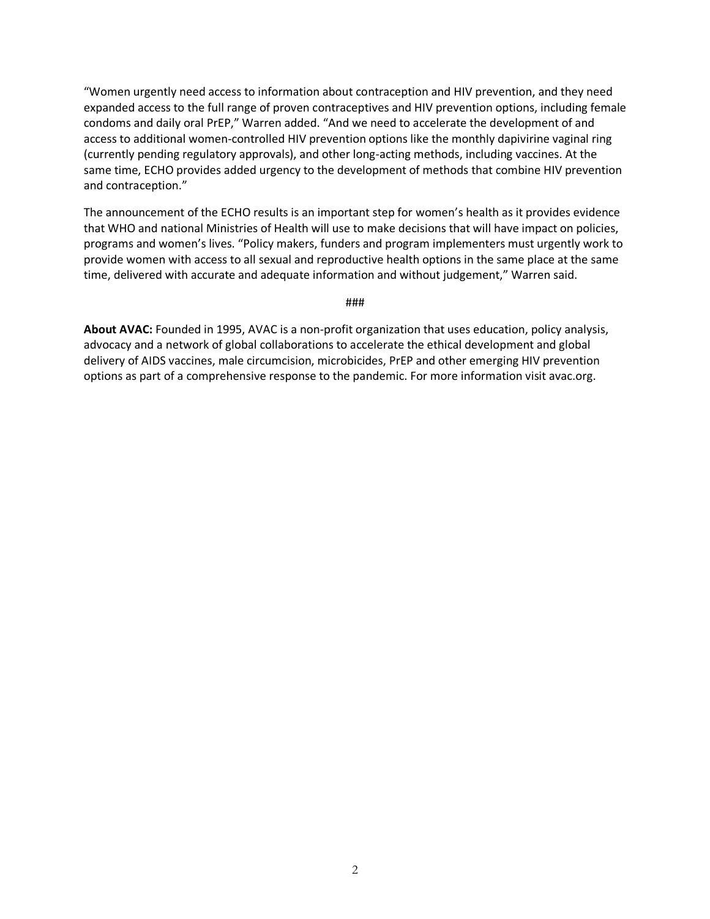"Women urgently need access to information about contraception and HIV prevention, and they need expanded access to the full range of proven contraceptives and HIV prevention options, including female condoms and daily oral PrEP," Warren added. "And we need to accelerate the development of and access to additional women-controlled HIV prevention options like the monthly dapivirine vaginal ring (currently pending regulatory approvals), and other long-acting methods, including vaccines. At the same time, ECHO provides added urgency to the development of methods that combine HIV prevention and contraception."

The announcement of the ECHO results is an important step for women's health as it provides evidence that WHO and national Ministries of Health will use to make decisions that will have impact on policies, programs and women's lives. "Policy makers, funders and program implementers must urgently work to provide women with access to all sexual and reproductive health options in the same place at the same time, delivered with accurate and adequate information and without judgement," Warren said.

###

**About AVAC:** Founded in 1995, AVAC is a non-profit organization that uses education, policy analysis, advocacy and a network of global collaborations to accelerate the ethical development and global delivery of AIDS vaccines, male circumcision, microbicides, PrEP and other emerging HIV prevention options as part of a comprehensive response to the pandemic. For more information visit avac.org.